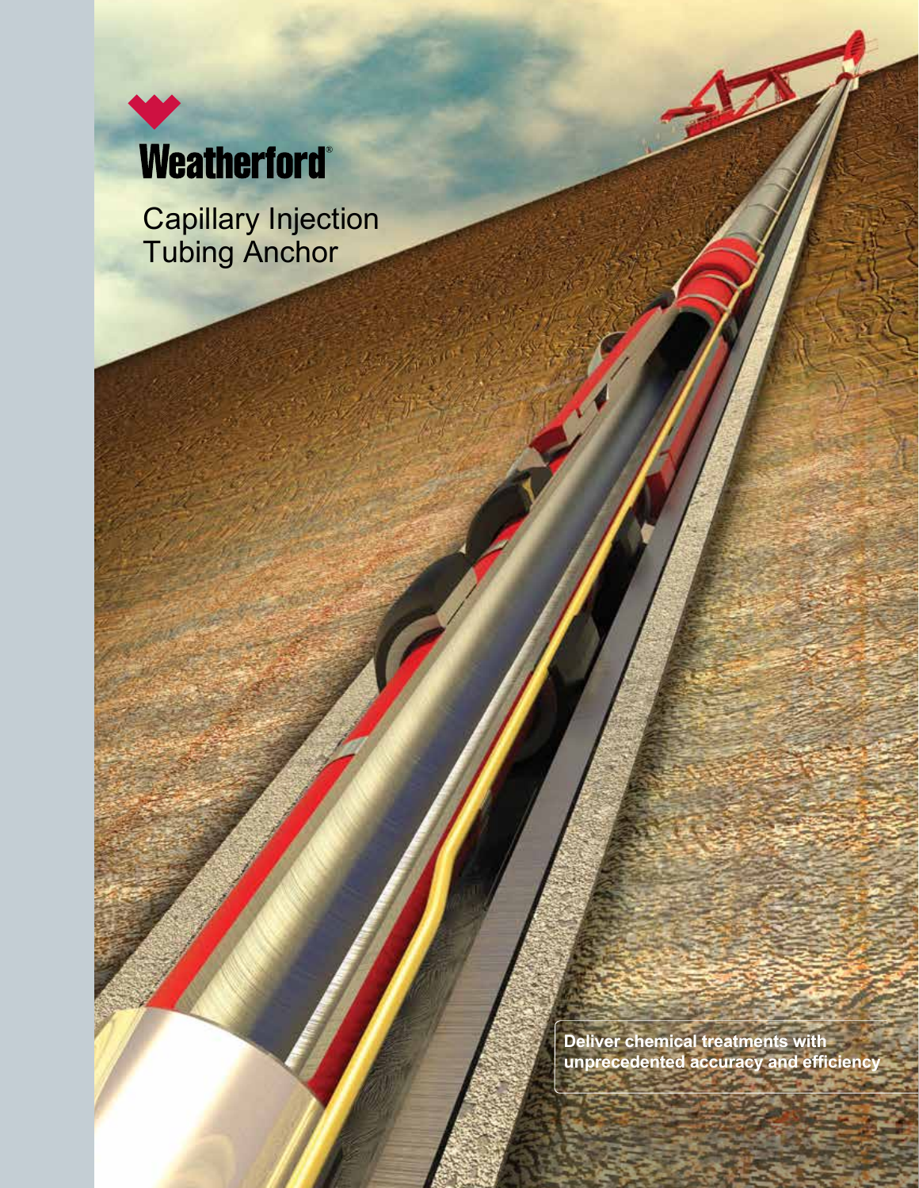Weatherford®

# Capillary Injection Tubing Anchor

**Deliver chemical treatments with unprecedented accuracy and efficiency**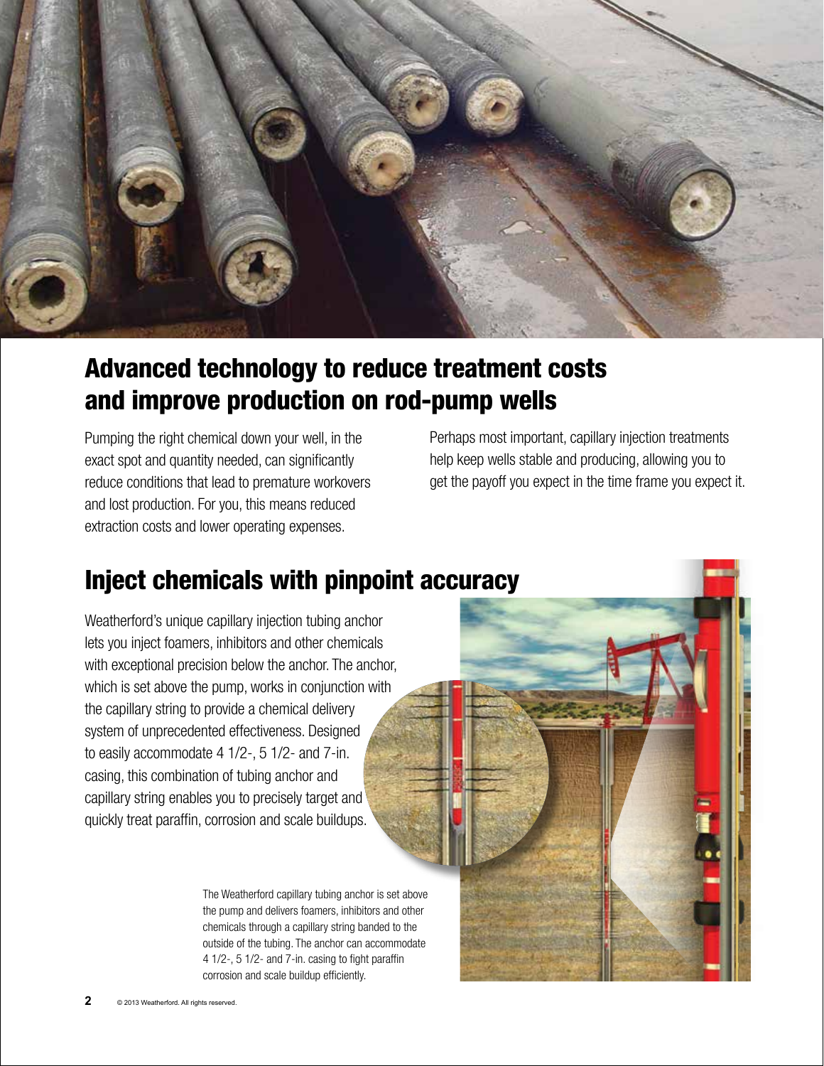## Advanced technology to reduce treatment costs and improve production on rod-pump wells

Pumping the right chemical down your well, in the exact spot and quantity needed, can significantly reduce conditions that lead to premature workovers and lost production. For you, this means reduced extraction costs and lower operating expenses.

Perhaps most important, capillary injection treatments help keep wells stable and producing, allowing you to get the payoff you expect in the time frame you expect it.

## Inject chemicals with pinpoint accuracy

Weatherford's unique capillary injection tubing anchor lets you inject foamers, inhibitors and other chemicals with exceptional precision below the anchor. The anchor, which is set above the pump, works in conjunction with the capillary string to provide a chemical delivery system of unprecedented effectiveness. Designed to easily accommodate 4 1/2-, 5 1/2- and 7-in. casing, this combination of tubing anchor and capillary string enables you to precisely target and quickly treat paraffin, corrosion and scale buildups.

The Weatherford capillary tubing anchor is set above the pump and delivers foamers, inhibitors and other chemicals through a capillary string banded to the outside of the tubing. The anchor can accommodate 4 1/2-, 5 1/2- and 7-in. casing to fight paraffin corrosion and scale buildup efficiently.

© 2013 Weatherford. All rights reserved.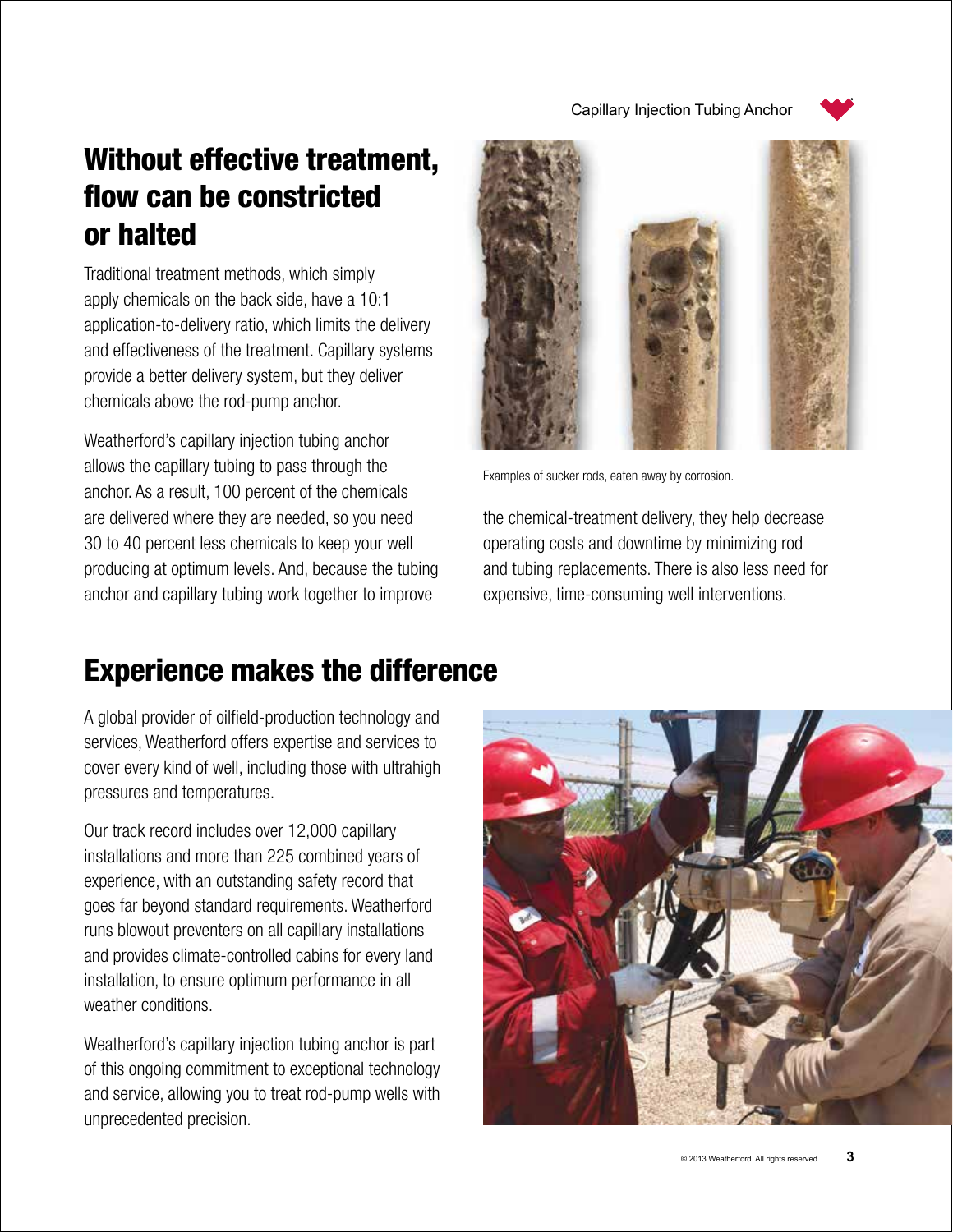## Without effective treatment, flow can be constricted or halted

Traditional treatment methods, which simply apply chemicals on the back side, have a 10:1 application-to-delivery ratio, which limits the delivery and effectiveness of the treatment. Capillary systems provide a better delivery system, but they deliver chemicals above the rod-pump anchor.

Weatherford's capillary injection tubing anchor allows the capillary tubing to pass through the anchor. As a result, 100 percent of the chemicals are delivered where they are needed, so you need 30 to 40 percent less chemicals to keep your well producing at optimum levels. And, because the tubing anchor and capillary tubing work together to improve the chemical-treatment delivery, they help decrease operating costs and downtime by minimizing rod and tubing replacements. There is also less need for expensive, time-consuming well interventions.

Examples of sucker rods, eaten away by corrosion.

## Experience makes the difference

A global provider of oilfield-production technology and services, Weatherford offers expertise and services to cover every kind of well, including those with ultrahigh pressures and temperatures.

Our track record includes over 12,000 capillary installations and more than 225 combined years of experience, with an outstanding safety record that goes far beyond standard requirements. Weatherford runs blowout preventers on all capillary installations and provides climate-controlled cabins for every land installation, to ensure optimum performance in all weather conditions.

Weatherford's capillary injection tubing anchor is part of this ongoing commitment to exceptional technology and service, allowing you to treat rod-pump wells with unprecedented precision.

© 2013 Weatherford. All rights reserved.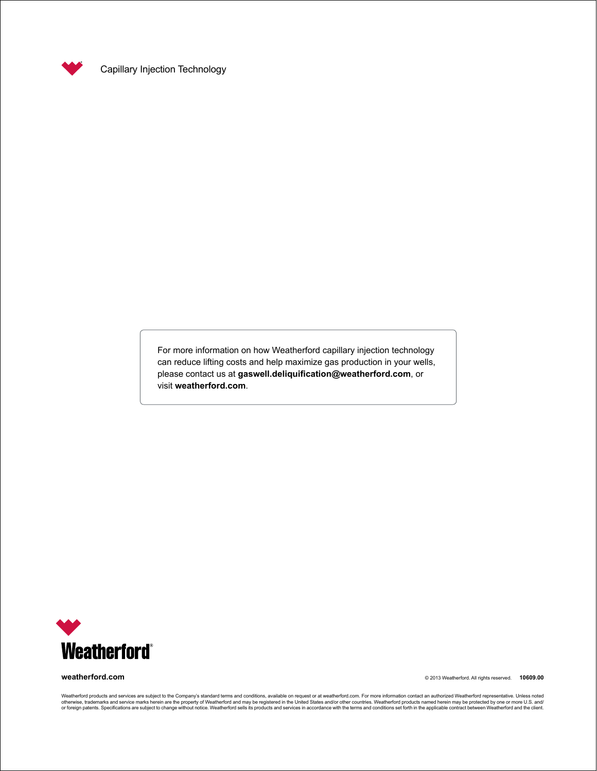For more information on how Weatherford capillary injection technology can reduce lifting costs and help maximize gas production in your wells, please contact us at **gaswell.deliquification@weatherford.com**, or visit **weatherford.com**.

**Weatherford®**

**weatherford.com**

© 2013 Weatherford. All rights reserved. **10609.00**

Weatherford products and services are subject to the Company's standard terms and conditions, available on request or at weatherford.com. For more information contact an authorized Weatherford representative. Unless noted otherwise, trademarks and service marks herein are the property of Weatherford and may be registered in the United States and/or other countries. Weatherford products named herein may be protected by one or more U.S. and/or foreign patents. Specifications are subject to change without notice. Weatherford sells its products and services in accordance with the terms and conditions set forth in the applicable contract between Weatherford and the client.